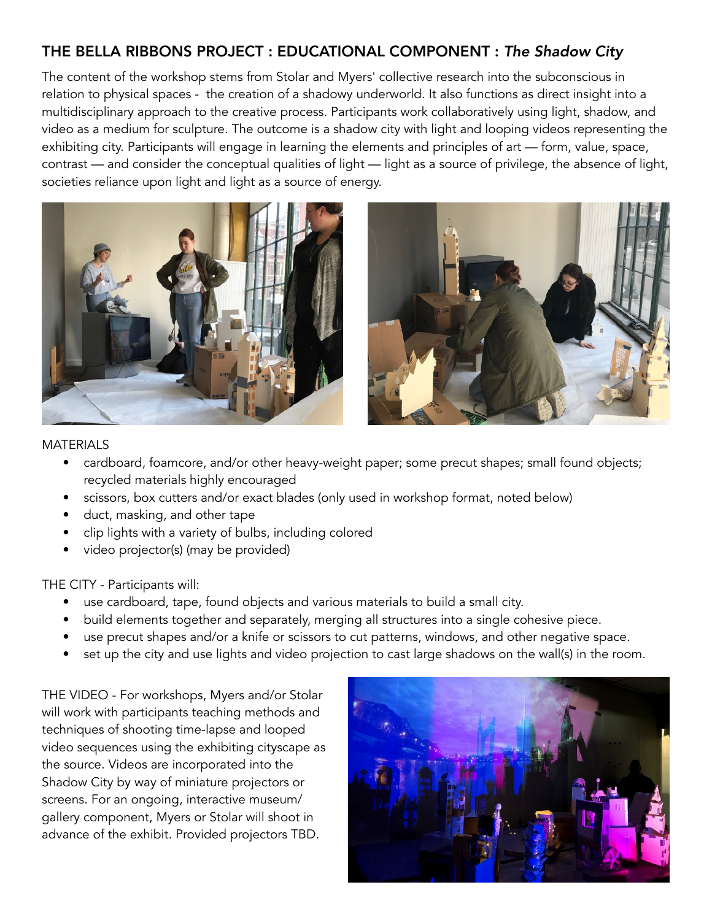## THE BELLA RIBBONS PROJECT : EDUCATIONAL COMPONENT : *The Shadow City*

The content of the workshop stems from Stolar and Myers' collective research into the subconscious in relation to physical spaces - the creation of a shadowy underworld. It also functions as direct insight into a multidisciplinary approach to the creative process. Participants work collaboratively using light, shadow, and video as a medium for sculpture. The outcome is a shadow city with light and looping videos representing the exhibiting city. Participants will engage in learning the elements and principles of art — form, value, space, contrast — and consider the conceptual qualities of light — light as a source of privilege, the absence of light, societies reliance upon light and light as a source of energy.

MATERIALS

- cardboard, foamcore, and/or other heavy-weight paper; some precut shapes; small found objects; recycled materials highly encouraged
- scissors, box cutters and/or exact blades (only used in workshop format, noted below)
- duct, masking, and other tape
- clip lights with a variety of bulbs, including colored
- video projector(s) (may be provided)

THE CITY - Participants will:

- use cardboard, tape, found objects and various materials to build a small city.
- build elements together and separately, merging all structures into a single cohesive piece.
- use precut shapes and/or a knife or scissors to cut patterns, windows, and other negative space.
- set up the city and use lights and video projection to cast large shadows on the wall(s) in the room.

THE VIDEO - For workshops, Myers and/or Stolar will work with participants teaching methods and techniques of shooting time-lapse and looped video sequences using the exhibiting cityscape as the source. Videos are incorporated into the Shadow City by way of miniature projectors or screens. For an ongoing, interactive museum/gallery component, Myers or Stolar will shoot in advance of the exhibit. Provided projectors TBD.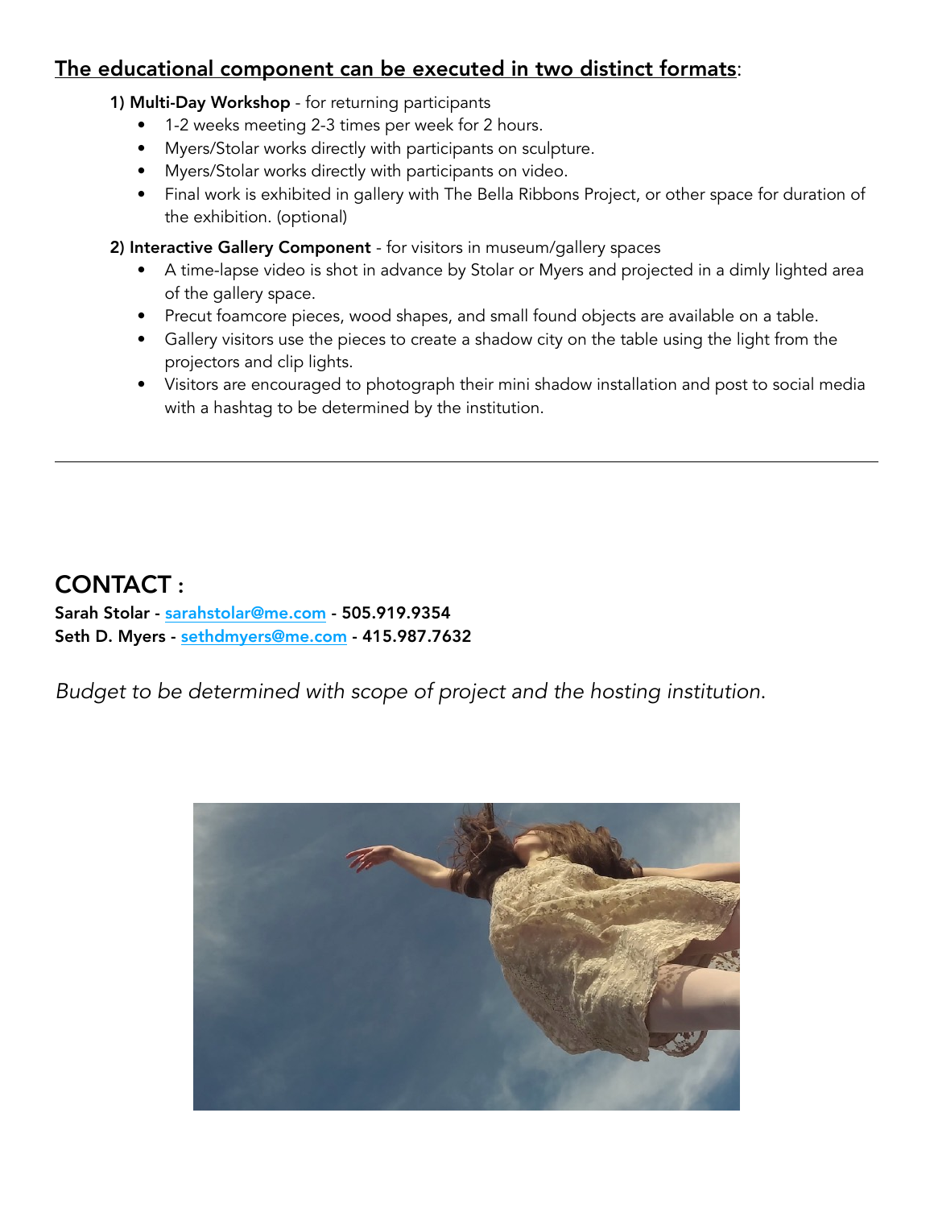## The educational component can be executed in two distinct formats:

**1) Multi-Day Workshop** - for returning participants

- 1-2 weeks meeting 2-3 times per week for 2 hours.
- Myers/Stolar works directly with participants on sculpture.
- Myers/Stolar works directly with participants on video.
- Final work is exhibited in gallery with The Bella Ribbons Project, or other space for duration of the exhibition. (optional)

**2) Interactive Gallery Component** - for visitors in museum/gallery spaces

- A time-lapse video is shot in advance by Stolar or Myers and projected in a dimly lighted area of the gallery space.
- Precut foamcore pieces, wood shapes, and small found objects are available on a table.
- Gallery visitors use the pieces to create a shadow city on the table using the light from the projectors and clip lights.
- Visitors are encouraged to photograph their mini shadow installation and post to social media with a hashtag to be determined by the institution.

---

# CONTACT :

**Sarah Stolar - sarahstolar@me.com - 505.919.9354**
**Seth D. Myers - sethdmyers@me.com - 415.987.7632**

*Budget to be determined with scope of project and the hosting institution.*